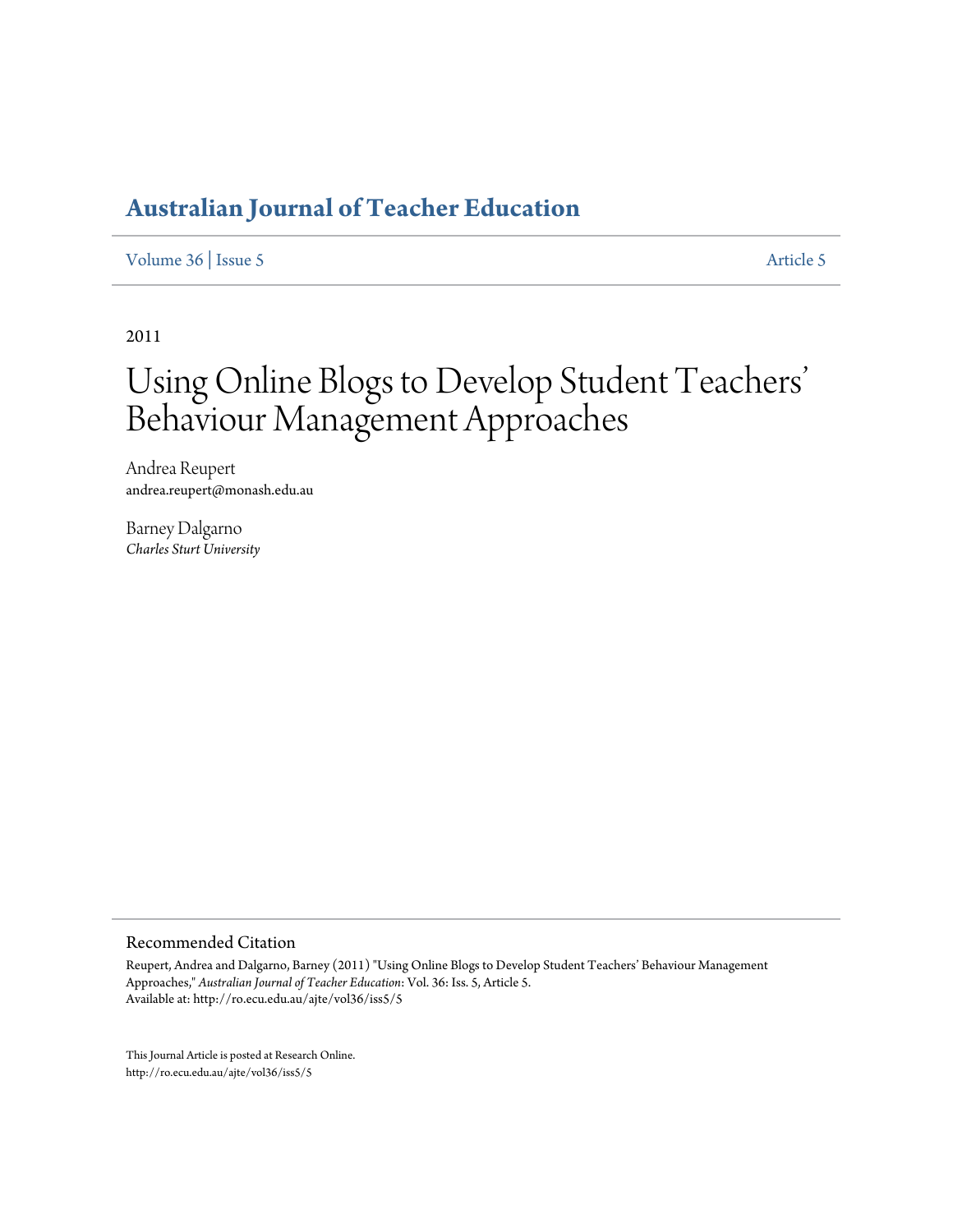# Australian Journal of Teacher Education

Volume 36 | Issue 5 Article 5

2011

# Using Online Blogs to Develop Student Teachers' Behaviour Management Approaches

Andrea Reupert
andrea.reupert@monash.edu.au

Barney Dalgarno
*Charles Sturt University*

## Recommended Citation

Reupert, Andrea and Dalgarno, Barney (2011) "Using Online Blogs to Develop Student Teachers' Behaviour Management Approaches," *Australian Journal of Teacher Education*: Vol. 36: Iss. 5, Article 5.
Available at: http://ro.ecu.edu.au/ajte/vol36/iss5/5

This Journal Article is posted at Research Online.
http://ro.ecu.edu.au/ajte/vol36/iss5/5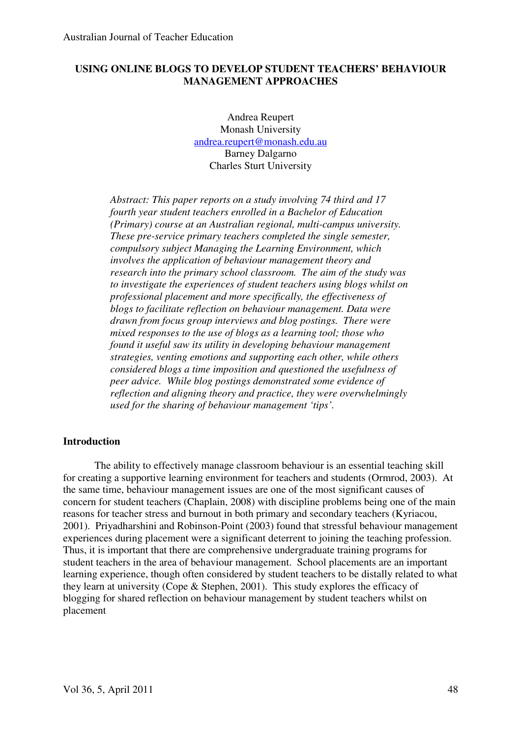# USING ONLINE BLOGS TO DEVELOP STUDENT TEACHERS' BEHAVIOUR MANAGEMENT APPROACHES

Andrea Reupert
Monash University
andrea.reupert@monash.edu.au
Barney Dalgarno
Charles Sturt University

*Abstract: This paper reports on a study involving 74 third and 17 fourth year student teachers enrolled in a Bachelor of Education (Primary) course at an Australian regional, multi-campus university. These pre-service primary teachers completed the single semester, compulsory subject Managing the Learning Environment, which involves the application of behaviour management theory and research into the primary school classroom. The aim of the study was to investigate the experiences of student teachers using blogs whilst on professional placement and more specifically, the effectiveness of blogs to facilitate reflection on behaviour management. Data were drawn from focus group interviews and blog postings. There were mixed responses to the use of blogs as a learning tool; those who found it useful saw its utility in developing behaviour management strategies, venting emotions and supporting each other, while others considered blogs a time imposition and questioned the usefulness of peer advice. While blog postings demonstrated some evidence of reflection and aligning theory and practice, they were overwhelmingly used for the sharing of behaviour management 'tips'.*

## Introduction

The ability to effectively manage classroom behaviour is an essential teaching skill for creating a supportive learning environment for teachers and students (Ormrod, 2003). At the same time, behaviour management issues are one of the most significant causes of concern for student teachers (Chaplain, 2008) with discipline problems being one of the main reasons for teacher stress and burnout in both primary and secondary teachers (Kyriacou, 2001). Priyadharshini and Robinson-Point (2003) found that stressful behaviour management experiences during placement were a significant deterrent to joining the teaching profession. Thus, it is important that there are comprehensive undergraduate training programs for student teachers in the area of behaviour management. School placements are an important learning experience, though often considered by student teachers to be distally related to what they learn at university (Cope & Stephen, 2001). This study explores the efficacy of blogging for shared reflection on behaviour management by student teachers whilst on placement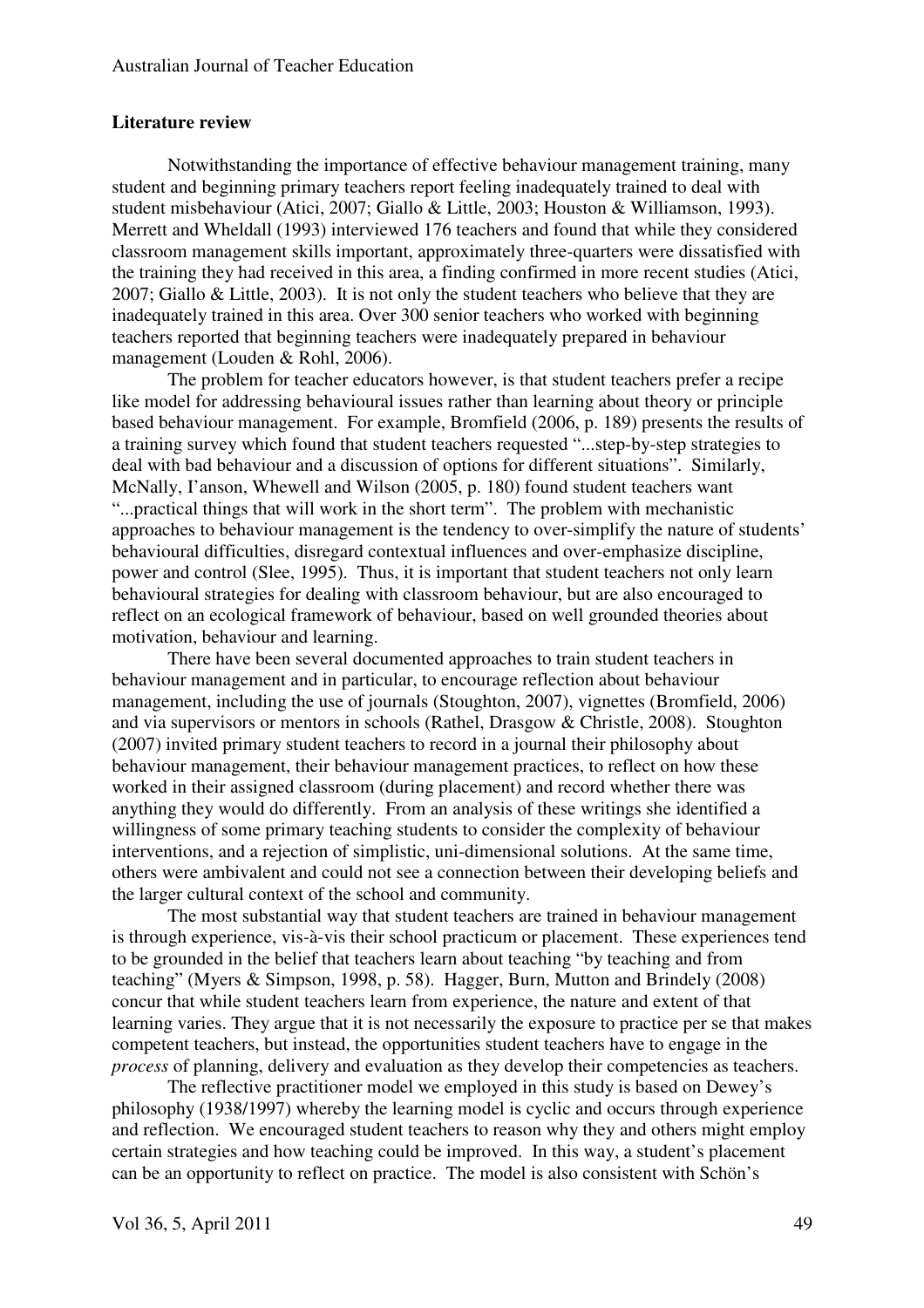**Literature review**

Notwithstanding the importance of effective behaviour management training, many student and beginning primary teachers report feeling inadequately trained to deal with student misbehaviour (Atici, 2007; Giallo & Little, 2003; Houston & Williamson, 1993). Merrett and Wheldall (1993) interviewed 176 teachers and found that while they considered classroom management skills important, approximately three-quarters were dissatisfied with the training they had received in this area, a finding confirmed in more recent studies (Atici, 2007; Giallo & Little, 2003). It is not only the student teachers who believe that they are inadequately trained in this area. Over 300 senior teachers who worked with beginning teachers reported that beginning teachers were inadequately prepared in behaviour management (Louden & Rohl, 2006).

The problem for teacher educators however, is that student teachers prefer a recipe like model for addressing behavioural issues rather than learning about theory or principle based behaviour management. For example, Bromfield (2006, p. 189) presents the results of a training survey which found that student teachers requested "...step-by-step strategies to deal with bad behaviour and a discussion of options for different situations". Similarly, McNally, I'anson, Whewell and Wilson (2005, p. 180) found student teachers want "...practical things that will work in the short term". The problem with mechanistic approaches to behaviour management is the tendency to over-simplify the nature of students' behavioural difficulties, disregard contextual influences and over-emphasize discipline, power and control (Slee, 1995). Thus, it is important that student teachers not only learn behavioural strategies for dealing with classroom behaviour, but are also encouraged to reflect on an ecological framework of behaviour, based on well grounded theories about motivation, behaviour and learning.

There have been several documented approaches to train student teachers in behaviour management and in particular, to encourage reflection about behaviour management, including the use of journals (Stoughton, 2007), vignettes (Bromfield, 2006) and via supervisors or mentors in schools (Rathel, Drasgow & Christle, 2008). Stoughton (2007) invited primary student teachers to record in a journal their philosophy about behaviour management, their behaviour management practices, to reflect on how these worked in their assigned classroom (during placement) and record whether there was anything they would do differently. From an analysis of these writings she identified a willingness of some primary teaching students to consider the complexity of behaviour interventions, and a rejection of simplistic, uni-dimensional solutions. At the same time, others were ambivalent and could not see a connection between their developing beliefs and the larger cultural context of the school and community.

The most substantial way that student teachers are trained in behaviour management is through experience, vis-à-vis their school practicum or placement. These experiences tend to be grounded in the belief that teachers learn about teaching "by teaching and from teaching" (Myers & Simpson, 1998, p. 58). Hagger, Burn, Mutton and Brindely (2008) concur that while student teachers learn from experience, the nature and extent of that learning varies. They argue that it is not necessarily the exposure to practice per se that makes competent teachers, but instead, the opportunities student teachers have to engage in the *process* of planning, delivery and evaluation as they develop their competencies as teachers.

The reflective practitioner model we employed in this study is based on Dewey's philosophy (1938/1997) whereby the learning model is cyclic and occurs through experience and reflection. We encouraged student teachers to reason why they and others might employ certain strategies and how teaching could be improved. In this way, a student's placement can be an opportunity to reflect on practice. The model is also consistent with Schön's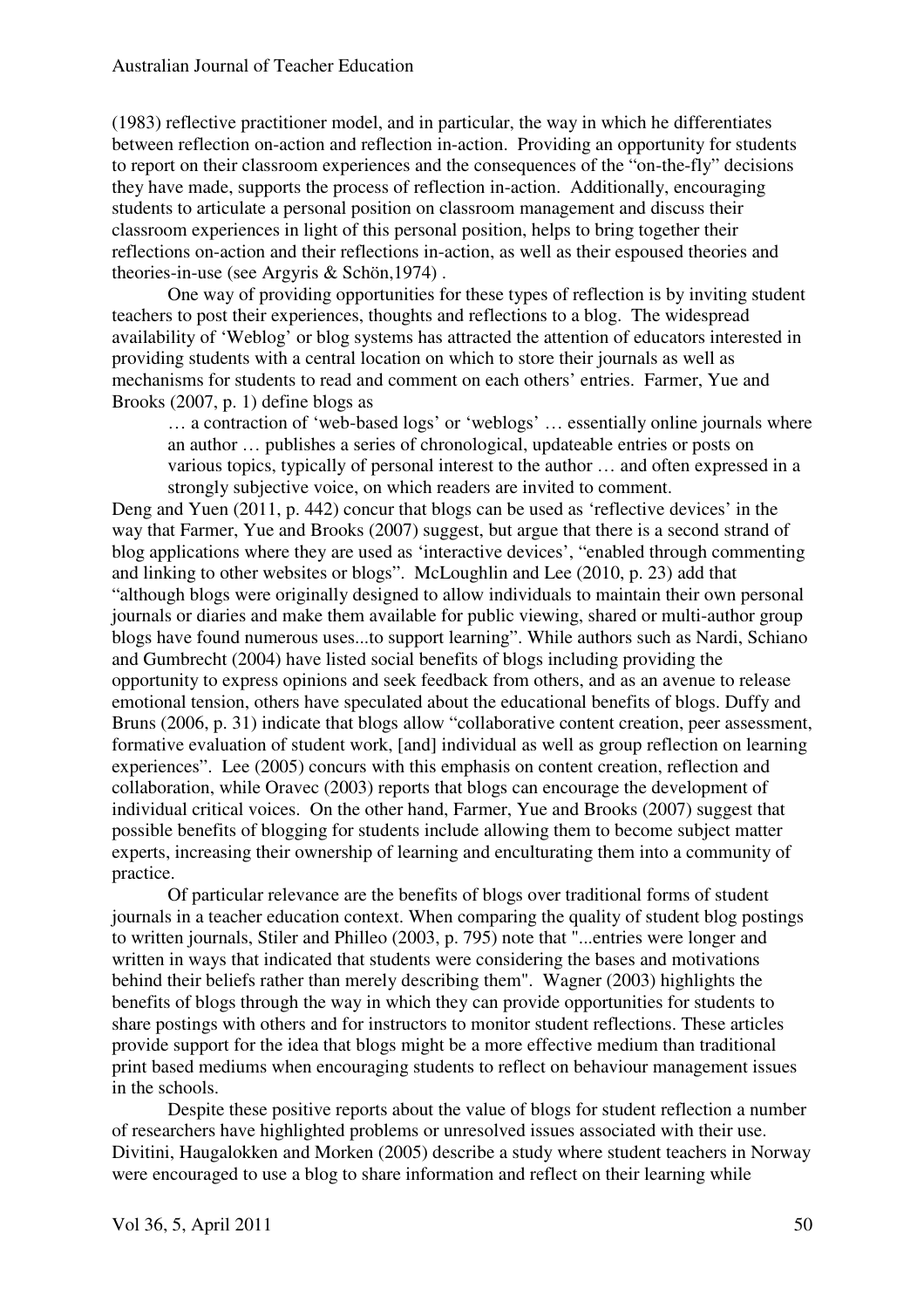(1983) reflective practitioner model, and in particular, the way in which he differentiates between reflection on-action and reflection in-action. Providing an opportunity for students to report on their classroom experiences and the consequences of the "on-the-fly" decisions they have made, supports the process of reflection in-action. Additionally, encouraging students to articulate a personal position on classroom management and discuss their classroom experiences in light of this personal position, helps to bring together their reflections on-action and their reflections in-action, as well as their espoused theories and theories-in-use (see Argyris & Schön,1974) .

One way of providing opportunities for these types of reflection is by inviting student teachers to post their experiences, thoughts and reflections to a blog. The widespread availability of 'Weblog' or blog systems has attracted the attention of educators interested in providing students with a central location on which to store their journals as well as mechanisms for students to read and comment on each others' entries. Farmer, Yue and Brooks (2007, p. 1) define blogs as

> … a contraction of 'web-based logs' or 'weblogs' … essentially online journals where an author … publishes a series of chronological, updateable entries or posts on various topics, typically of personal interest to the author … and often expressed in a strongly subjective voice, on which readers are invited to comment.

Deng and Yuen (2011, p. 442) concur that blogs can be used as 'reflective devices' in the way that Farmer, Yue and Brooks (2007) suggest, but argue that there is a second strand of blog applications where they are used as 'interactive devices', "enabled through commenting and linking to other websites or blogs". McLoughlin and Lee (2010, p. 23) add that "although blogs were originally designed to allow individuals to maintain their own personal journals or diaries and make them available for public viewing, shared or multi-author group blogs have found numerous uses...to support learning". While authors such as Nardi, Schiano and Gumbrecht (2004) have listed social benefits of blogs including providing the opportunity to express opinions and seek feedback from others, and as an avenue to release emotional tension, others have speculated about the educational benefits of blogs. Duffy and Bruns (2006, p. 31) indicate that blogs allow "collaborative content creation, peer assessment, formative evaluation of student work, [and] individual as well as group reflection on learning experiences". Lee (2005) concurs with this emphasis on content creation, reflection and collaboration, while Oravec (2003) reports that blogs can encourage the development of individual critical voices. On the other hand, Farmer, Yue and Brooks (2007) suggest that possible benefits of blogging for students include allowing them to become subject matter experts, increasing their ownership of learning and enculturating them into a community of practice.

Of particular relevance are the benefits of blogs over traditional forms of student journals in a teacher education context. When comparing the quality of student blog postings to written journals, Stiler and Philleo (2003, p. 795) note that "...entries were longer and written in ways that indicated that students were considering the bases and motivations behind their beliefs rather than merely describing them". Wagner (2003) highlights the benefits of blogs through the way in which they can provide opportunities for students to share postings with others and for instructors to monitor student reflections. These articles provide support for the idea that blogs might be a more effective medium than traditional print based mediums when encouraging students to reflect on behaviour management issues in the schools.

Despite these positive reports about the value of blogs for student reflection a number of researchers have highlighted problems or unresolved issues associated with their use. Divitini, Haugalokken and Morken (2005) describe a study where student teachers in Norway were encouraged to use a blog to share information and reflect on their learning while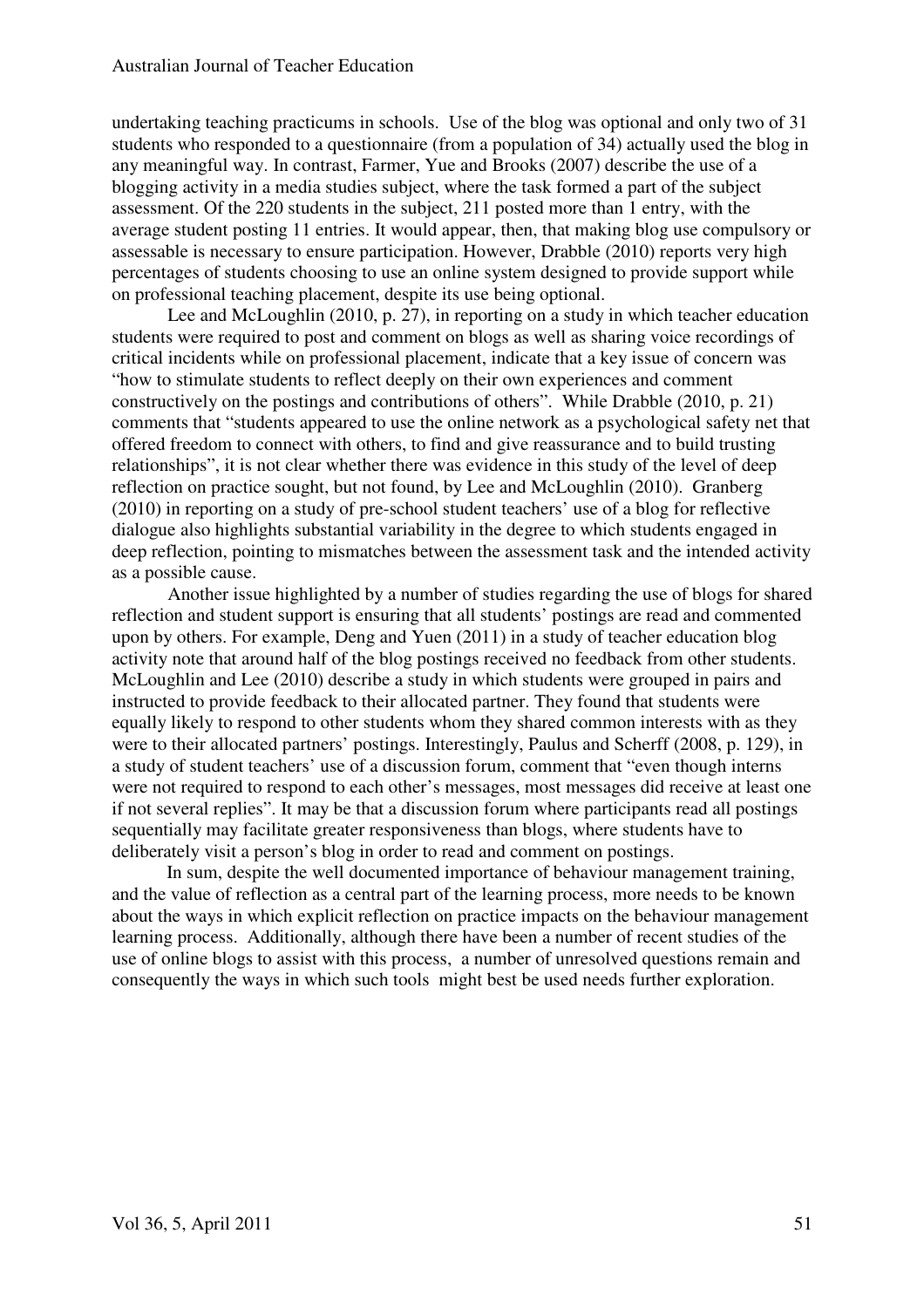undertaking teaching practicums in schools. Use of the blog was optional and only two of 31 students who responded to a questionnaire (from a population of 34) actually used the blog in any meaningful way. In contrast, Farmer, Yue and Brooks (2007) describe the use of a blogging activity in a media studies subject, where the task formed a part of the subject assessment. Of the 220 students in the subject, 211 posted more than 1 entry, with the average student posting 11 entries. It would appear, then, that making blog use compulsory or assessable is necessary to ensure participation. However, Drabble (2010) reports very high percentages of students choosing to use an online system designed to provide support while on professional teaching placement, despite its use being optional.

Lee and McLoughlin (2010, p. 27), in reporting on a study in which teacher education students were required to post and comment on blogs as well as sharing voice recordings of critical incidents while on professional placement, indicate that a key issue of concern was "how to stimulate students to reflect deeply on their own experiences and comment constructively on the postings and contributions of others". While Drabble (2010, p. 21) comments that "students appeared to use the online network as a psychological safety net that offered freedom to connect with others, to find and give reassurance and to build trusting relationships", it is not clear whether there was evidence in this study of the level of deep reflection on practice sought, but not found, by Lee and McLoughlin (2010). Granberg (2010) in reporting on a study of pre-school student teachers' use of a blog for reflective dialogue also highlights substantial variability in the degree to which students engaged in deep reflection, pointing to mismatches between the assessment task and the intended activity as a possible cause.

Another issue highlighted by a number of studies regarding the use of blogs for shared reflection and student support is ensuring that all students' postings are read and commented upon by others. For example, Deng and Yuen (2011) in a study of teacher education blog activity note that around half of the blog postings received no feedback from other students. McLoughlin and Lee (2010) describe a study in which students were grouped in pairs and instructed to provide feedback to their allocated partner. They found that students were equally likely to respond to other students whom they shared common interests with as they were to their allocated partners' postings. Interestingly, Paulus and Scherff (2008, p. 129), in a study of student teachers' use of a discussion forum, comment that "even though interns were not required to respond to each other's messages, most messages did receive at least one if not several replies". It may be that a discussion forum where participants read all postings sequentially may facilitate greater responsiveness than blogs, where students have to deliberately visit a person's blog in order to read and comment on postings.

In sum, despite the well documented importance of behaviour management training, and the value of reflection as a central part of the learning process, more needs to be known about the ways in which explicit reflection on practice impacts on the behaviour management learning process. Additionally, although there have been a number of recent studies of the use of online blogs to assist with this process, a number of unresolved questions remain and consequently the ways in which such tools might best be used needs further exploration.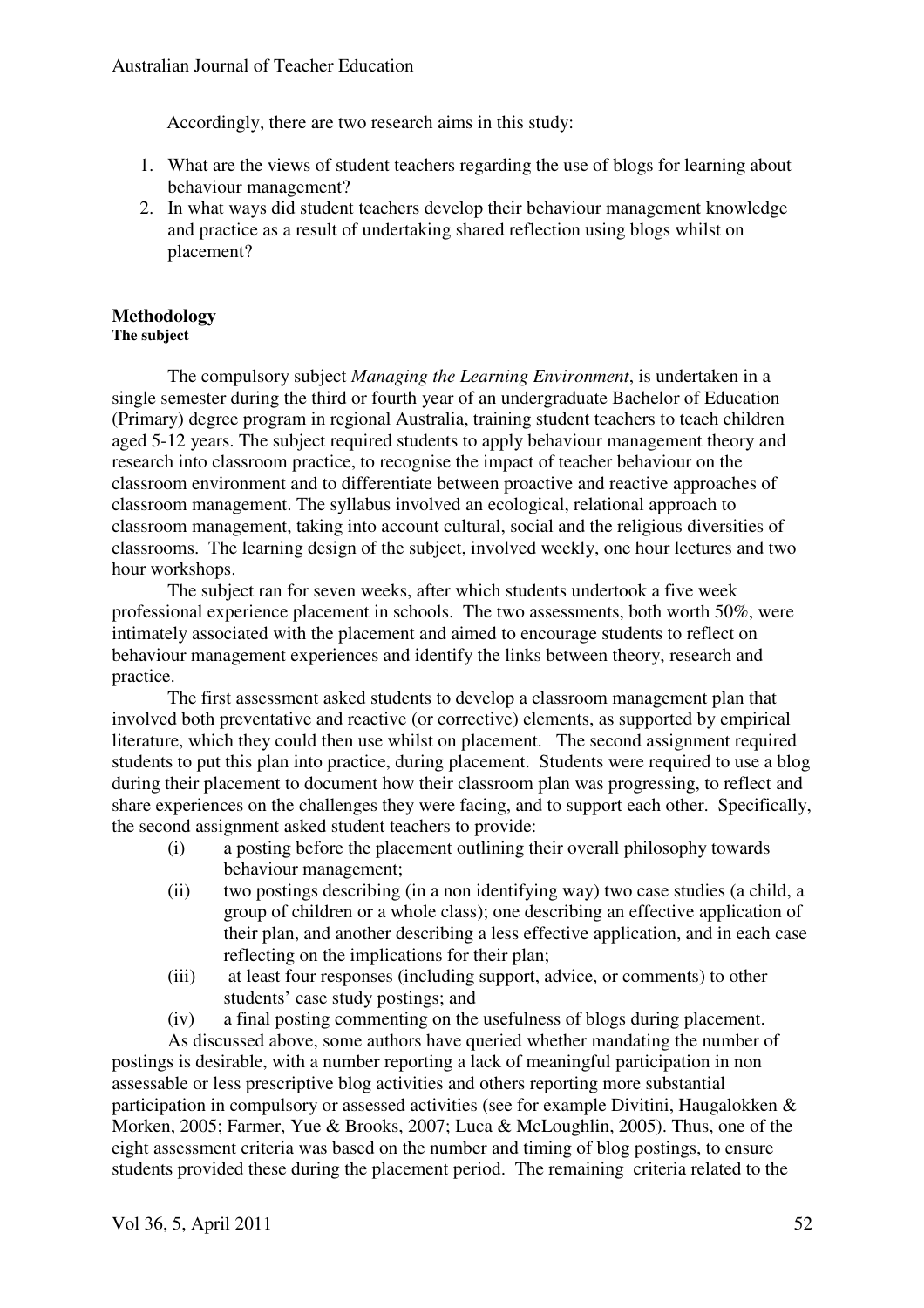Accordingly, there are two research aims in this study:

1. What are the views of student teachers regarding the use of blogs for learning about behaviour management?
2. In what ways did student teachers develop their behaviour management knowledge and practice as a result of undertaking shared reflection using blogs whilst on placement?

## Methodology

### The subject

The compulsory subject *Managing the Learning Environment*, is undertaken in a single semester during the third or fourth year of an undergraduate Bachelor of Education (Primary) degree program in regional Australia, training student teachers to teach children aged 5-12 years. The subject required students to apply behaviour management theory and research into classroom practice, to recognise the impact of teacher behaviour on the classroom environment and to differentiate between proactive and reactive approaches of classroom management. The syllabus involved an ecological, relational approach to classroom management, taking into account cultural, social and the religious diversities of classrooms. The learning design of the subject, involved weekly, one hour lectures and two hour workshops.

The subject ran for seven weeks, after which students undertook a five week professional experience placement in schools. The two assessments, both worth 50%, were intimately associated with the placement and aimed to encourage students to reflect on behaviour management experiences and identify the links between theory, research and practice.

The first assessment asked students to develop a classroom management plan that involved both preventative and reactive (or corrective) elements, as supported by empirical literature, which they could then use whilst on placement. The second assignment required students to put this plan into practice, during placement. Students were required to use a blog during their placement to document how their classroom plan was progressing, to reflect and share experiences on the challenges they were facing, and to support each other. Specifically, the second assignment asked student teachers to provide:

(i) a posting before the placement outlining their overall philosophy towards behaviour management;

(ii) two postings describing (in a non identifying way) two case studies (a child, a group of children or a whole class); one describing an effective application of their plan, and another describing a less effective application, and in each case reflecting on the implications for their plan;

(iii) at least four responses (including support, advice, or comments) to other students' case study postings; and

(iv) a final posting commenting on the usefulness of blogs during placement.

As discussed above, some authors have queried whether mandating the number of postings is desirable, with a number reporting a lack of meaningful participation in non assessable or less prescriptive blog activities and others reporting more substantial participation in compulsory or assessed activities (see for example Divitini, Haugalokken & Morken, 2005; Farmer, Yue & Brooks, 2007; Luca & McLoughlin, 2005). Thus, one of the eight assessment criteria was based on the number and timing of blog postings, to ensure students provided these during the placement period. The remaining criteria related to the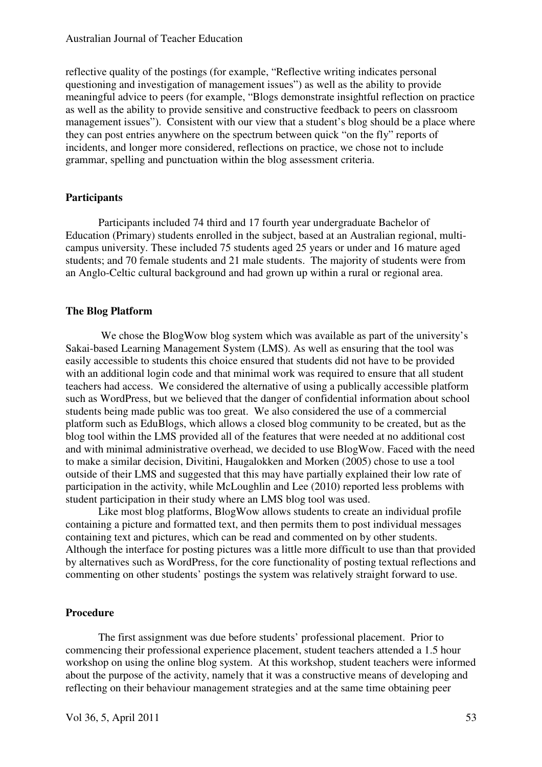reflective quality of the postings (for example, "Reflective writing indicates personal questioning and investigation of management issues") as well as the ability to provide meaningful advice to peers (for example, "Blogs demonstrate insightful reflection on practice as well as the ability to provide sensitive and constructive feedback to peers on classroom management issues"). Consistent with our view that a student's blog should be a place where they can post entries anywhere on the spectrum between quick "on the fly" reports of incidents, and longer more considered, reflections on practice, we chose not to include grammar, spelling and punctuation within the blog assessment criteria.

**Participants**

Participants included 74 third and 17 fourth year undergraduate Bachelor of Education (Primary) students enrolled in the subject, based at an Australian regional, multi-campus university. These included 75 students aged 25 years or under and 16 mature aged students; and 70 female students and 21 male students. The majority of students were from an Anglo-Celtic cultural background and had grown up within a rural or regional area.

**The Blog Platform**

We chose the BlogWow blog system which was available as part of the university's Sakai-based Learning Management System (LMS). As well as ensuring that the tool was easily accessible to students this choice ensured that students did not have to be provided with an additional login code and that minimal work was required to ensure that all student teachers had access. We considered the alternative of using a publically accessible platform such as WordPress, but we believed that the danger of confidential information about school students being made public was too great. We also considered the use of a commercial platform such as EduBlogs, which allows a closed blog community to be created, but as the blog tool within the LMS provided all of the features that were needed at no additional cost and with minimal administrative overhead, we decided to use BlogWow. Faced with the need to make a similar decision, Divitini, Haugalokken and Morken (2005) chose to use a tool outside of their LMS and suggested that this may have partially explained their low rate of participation in the activity, while McLoughlin and Lee (2010) reported less problems with student participation in their study where an LMS blog tool was used.

Like most blog platforms, BlogWow allows students to create an individual profile containing a picture and formatted text, and then permits them to post individual messages containing text and pictures, which can be read and commented on by other students. Although the interface for posting pictures was a little more difficult to use than that provided by alternatives such as WordPress, for the core functionality of posting textual reflections and commenting on other students' postings the system was relatively straight forward to use.

**Procedure**

The first assignment was due before students' professional placement. Prior to commencing their professional experience placement, student teachers attended a 1.5 hour workshop on using the online blog system. At this workshop, student teachers were informed about the purpose of the activity, namely that it was a constructive means of developing and reflecting on their behaviour management strategies and at the same time obtaining peer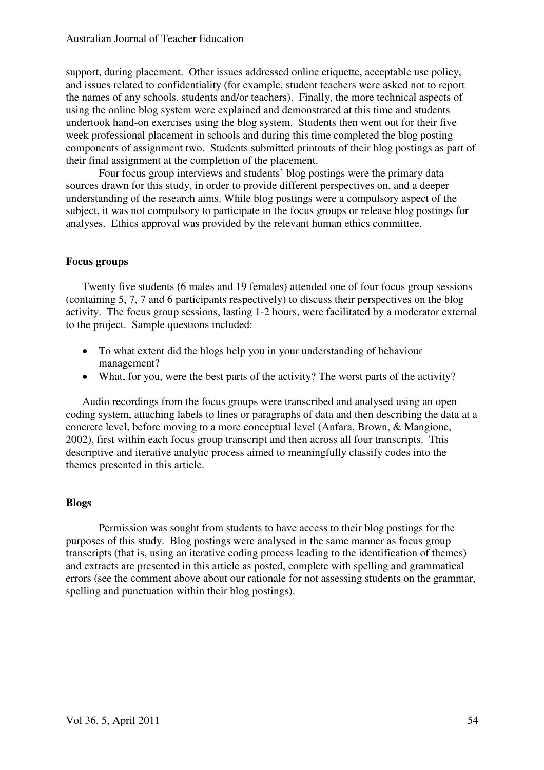support, during placement. Other issues addressed online etiquette, acceptable use policy, and issues related to confidentiality (for example, student teachers were asked not to report the names of any schools, students and/or teachers). Finally, the more technical aspects of using the online blog system were explained and demonstrated at this time and students undertook hand-on exercises using the blog system. Students then went out for their five week professional placement in schools and during this time completed the blog posting components of assignment two. Students submitted printouts of their blog postings as part of their final assignment at the completion of the placement.

Four focus group interviews and students' blog postings were the primary data sources drawn for this study, in order to provide different perspectives on, and a deeper understanding of the research aims. While blog postings were a compulsory aspect of the subject, it was not compulsory to participate in the focus groups or release blog postings for analyses. Ethics approval was provided by the relevant human ethics committee.

### Focus groups

Twenty five students (6 males and 19 females) attended one of four focus group sessions (containing 5, 7, 7 and 6 participants respectively) to discuss their perspectives on the blog activity. The focus group sessions, lasting 1-2 hours, were facilitated by a moderator external to the project. Sample questions included:

- To what extent did the blogs help you in your understanding of behaviour management?
- What, for you, were the best parts of the activity? The worst parts of the activity?

Audio recordings from the focus groups were transcribed and analysed using an open coding system, attaching labels to lines or paragraphs of data and then describing the data at a concrete level, before moving to a more conceptual level (Anfara, Brown, & Mangione, 2002), first within each focus group transcript and then across all four transcripts. This descriptive and iterative analytic process aimed to meaningfully classify codes into the themes presented in this article.

### Blogs

Permission was sought from students to have access to their blog postings for the purposes of this study. Blog postings were analysed in the same manner as focus group transcripts (that is, using an iterative coding process leading to the identification of themes) and extracts are presented in this article as posted, complete with spelling and grammatical errors (see the comment above about our rationale for not assessing students on the grammar, spelling and punctuation within their blog postings).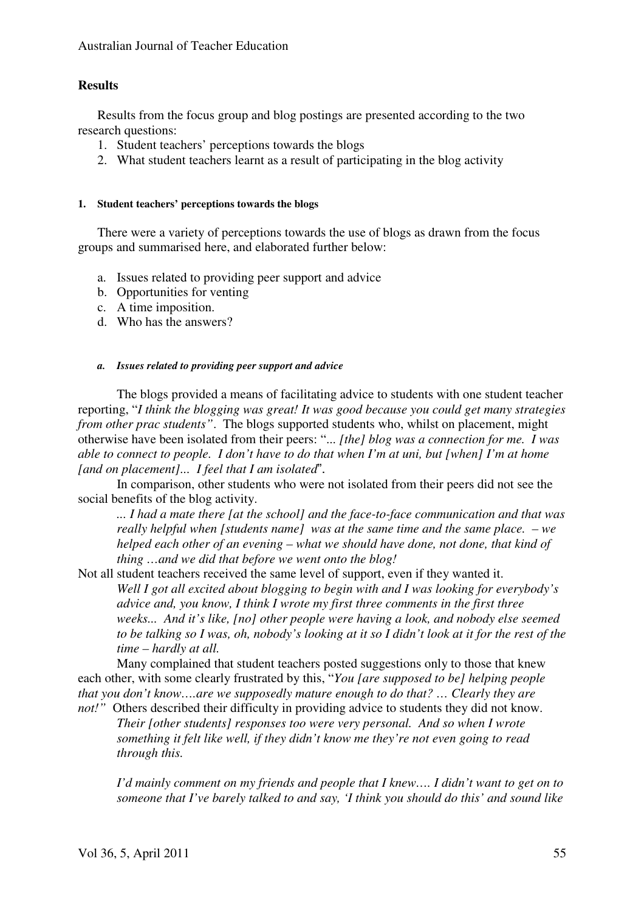## Results

Results from the focus group and blog postings are presented according to the two research questions:

1. Student teachers' perceptions towards the blogs
2. What student teachers learnt as a result of participating in the blog activity

#### 1. Student teachers' perceptions towards the blogs

There were a variety of perceptions towards the use of blogs as drawn from the focus groups and summarised here, and elaborated further below:

a. Issues related to providing peer support and advice
b. Opportunities for venting
c. A time imposition.
d. Who has the answers?

##### *a. Issues related to providing peer support and advice*

The blogs provided a means of facilitating advice to students with one student teacher reporting, "*I think the blogging was great! It was good because you could get many strategies from other prac students"*. The blogs supported students who, whilst on placement, might otherwise have been isolated from their peers: "*... [the] blog was a connection for me. I was able to connect to people. I don't have to do that when I'm at uni, but [when] I'm at home [and on placement]... I feel that I am isolated*".

In comparison, other students who were not isolated from their peers did not see the social benefits of the blog activity.

> *... I had a mate there [at the school] and the face-to-face communication and that was really helpful when [students name] was at the same time and the same place. – we helped each other of an evening – what we should have done, not done, that kind of thing …and we did that before we went onto the blog!*

Not all student teachers received the same level of support, even if they wanted it.

> *Well I got all excited about blogging to begin with and I was looking for everybody's advice and, you know, I think I wrote my first three comments in the first three weeks... And it's like, [no] other people were having a look, and nobody else seemed to be talking so I was, oh, nobody's looking at it so I didn't look at it for the rest of the time – hardly at all.*

Many complained that student teachers posted suggestions only to those that knew each other, with some clearly frustrated by this, "*You [are supposed to be] helping people that you don't know….are we supposedly mature enough to do that? … Clearly they are not!"* Others described their difficulty in providing advice to students they did not know.

> *Their [other students] responses too were very personal. And so when I wrote something it felt like well, if they didn't know me they're not even going to read through this.*
>
> *I'd mainly comment on my friends and people that I knew…. I didn't want to get on to someone that I've barely talked to and say, 'I think you should do this' and sound like*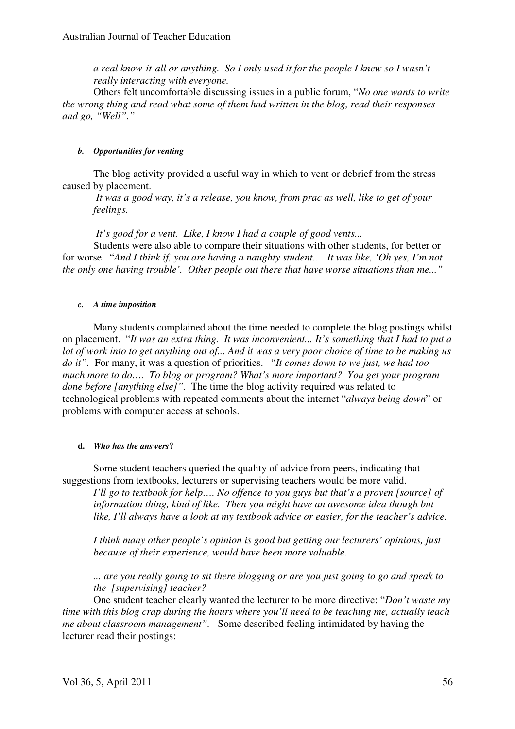> *a real know-it-all or anything. So I only used it for the people I knew so I wasn't really interacting with everyone.*

Others felt uncomfortable discussing issues in a public forum, "*No one wants to write the wrong thing and read what some of them had written in the blog, read their responses and go, "Well"."*

##### *b. Opportunities for venting*

The blog activity provided a useful way in which to vent or debrief from the stress caused by placement.

> *It was a good way, it's a release, you know, from prac as well, like to get of your feelings.*

> *It's good for a vent. Like, I know I had a couple of good vents...*

Students were also able to compare their situations with other students, for better or for worse. "*And I think if, you are having a naughty student… It was like, 'Oh yes, I'm not the only one having trouble'. Other people out there that have worse situations than me..."*

##### *c. A time imposition*

Many students complained about the time needed to complete the blog postings whilst on placement. "*It was an extra thing. It was inconvenient... It's something that I had to put a lot of work into to get anything out of... And it was a very poor choice of time to be making us do it"*. For many, it was a question of priorities. "*It comes down to we just, we had too much more to do…. To blog or program? What's more important? You get your program done before [anything else]"*. The time the blog activity required was related to technological problems with repeated comments about the internet "*always being down*" or problems with computer access at schools.

##### **d.** ***Who has the answers*?**

Some student teachers queried the quality of advice from peers, indicating that suggestions from textbooks, lecturers or supervising teachers would be more valid.

> *I'll go to textbook for help…. No offence to you guys but that's a proven [source] of information thing, kind of like. Then you might have an awesome idea though but like, I'll always have a look at my textbook advice or easier, for the teacher's advice.*

> *I think many other people's opinion is good but getting our lecturers' opinions, just because of their experience, would have been more valuable.*

> *... are you really going to sit there blogging or are you just going to go and speak to the [supervising] teacher?*

One student teacher clearly wanted the lecturer to be more directive: "*Don't waste my time with this blog crap during the hours where you'll need to be teaching me, actually teach me about classroom management"*. Some described feeling intimidated by having the lecturer read their postings: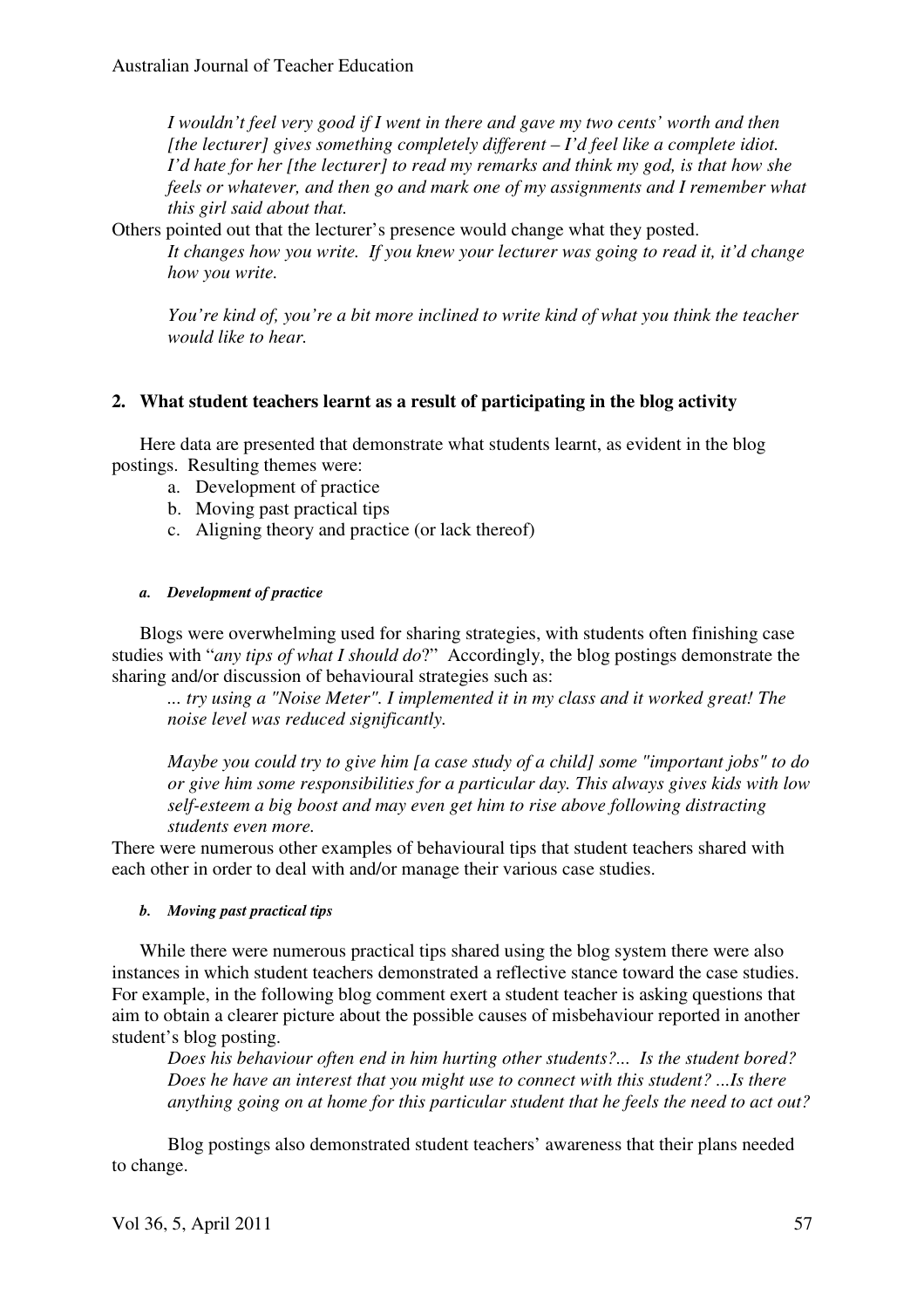*I wouldn't feel very good if I went in there and gave my two cents' worth and then [the lecturer] gives something completely different – I'd feel like a complete idiot. I'd hate for her [the lecturer] to read my remarks and think my god, is that how she feels or whatever, and then go and mark one of my assignments and I remember what this girl said about that.*

Others pointed out that the lecturer's presence would change what they posted.

*It changes how you write. If you knew your lecturer was going to read it, it'd change how you write.*

*You're kind of, you're a bit more inclined to write kind of what you think the teacher would like to hear.*

## 2. What student teachers learnt as a result of participating in the blog activity

Here data are presented that demonstrate what students learnt, as evident in the blog postings. Resulting themes were:

a. Development of practice
b. Moving past practical tips
c. Aligning theory and practice (or lack thereof)

### *a. Development of practice*

Blogs were overwhelming used for sharing strategies, with students often finishing case studies with "*any tips of what I should do*?" Accordingly, the blog postings demonstrate the sharing and/or discussion of behavioural strategies such as:

*... try using a "Noise Meter". I implemented it in my class and it worked great! The noise level was reduced significantly.*

*Maybe you could try to give him [a case study of a child] some "important jobs" to do or give him some responsibilities for a particular day. This always gives kids with low self-esteem a big boost and may even get him to rise above following distracting students even more.*

There were numerous other examples of behavioural tips that student teachers shared with each other in order to deal with and/or manage their various case studies.

### *b. Moving past practical tips*

While there were numerous practical tips shared using the blog system there were also instances in which student teachers demonstrated a reflective stance toward the case studies. For example, in the following blog comment exert a student teacher is asking questions that aim to obtain a clearer picture about the possible causes of misbehaviour reported in another student's blog posting.

*Does his behaviour often end in him hurting other students?... Is the student bored? Does he have an interest that you might use to connect with this student? ...Is there anything going on at home for this particular student that he feels the need to act out?*

Blog postings also demonstrated student teachers' awareness that their plans needed to change.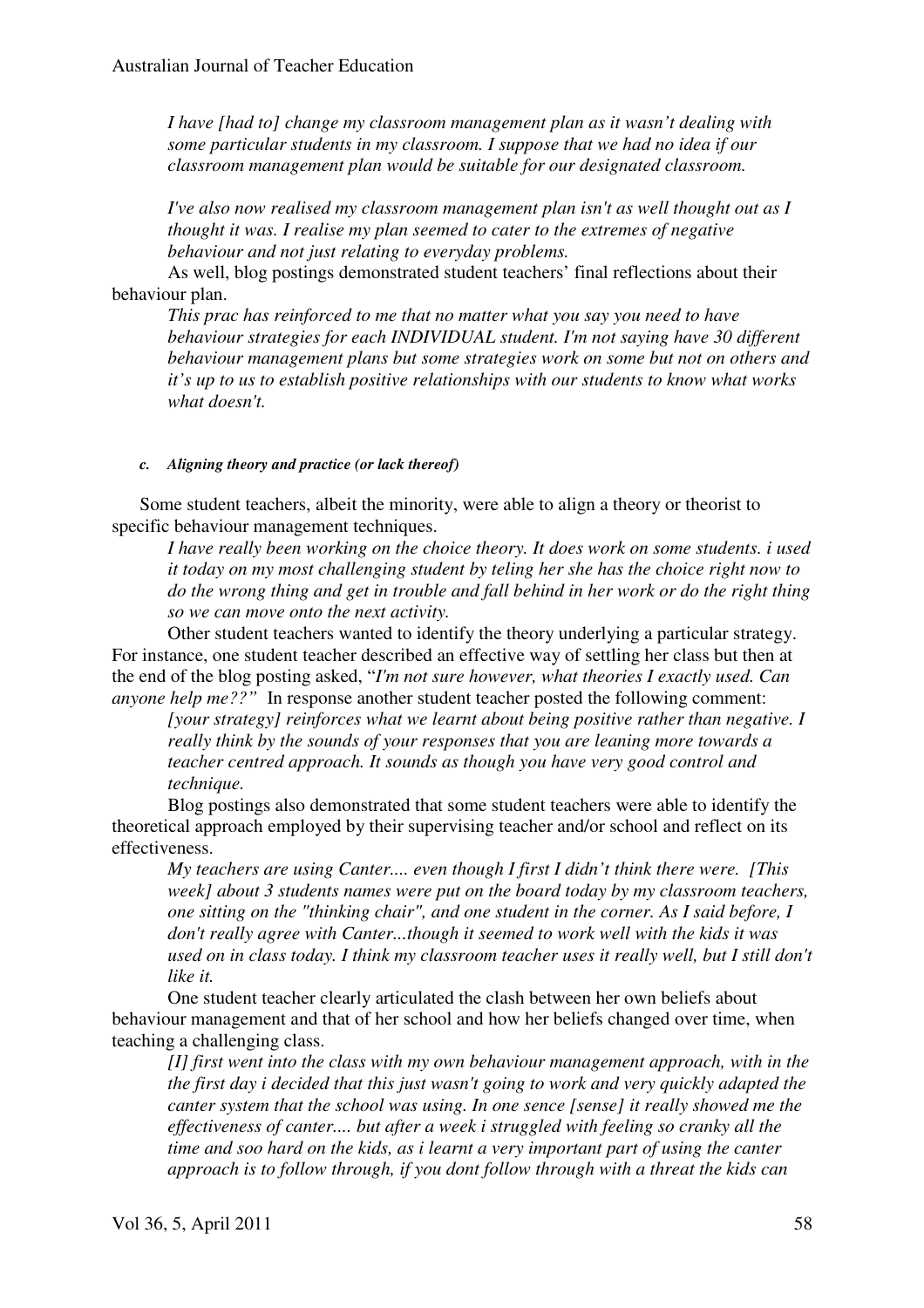*I have [had to] change my classroom management plan as it wasn't dealing with some particular students in my classroom. I suppose that we had no idea if our classroom management plan would be suitable for our designated classroom.*

*I've also now realised my classroom management plan isn't as well thought out as I thought it was. I realise my plan seemed to cater to the extremes of negative behaviour and not just relating to everyday problems.*

As well, blog postings demonstrated student teachers' final reflections about their behaviour plan.

*This prac has reinforced to me that no matter what you say you need to have behaviour strategies for each INDIVIDUAL student. I'm not saying have 30 different behaviour management plans but some strategies work on some but not on others and it's up to us to establish positive relationships with our students to know what works what doesn't.*

##### c. Aligning theory and practice (or lack thereof)

Some student teachers, albeit the minority, were able to align a theory or theorist to specific behaviour management techniques.

*I have really been working on the choice theory. It does work on some students. i used it today on my most challenging student by teling her she has the choice right now to do the wrong thing and get in trouble and fall behind in her work or do the right thing so we can move onto the next activity.*

Other student teachers wanted to identify the theory underlying a particular strategy. For instance, one student teacher described an effective way of settling her class but then at the end of the blog posting asked, "*I'm not sure however, what theories I exactly used. Can anyone help me??*" In response another student teacher posted the following comment:

*[your strategy] reinforces what we learnt about being positive rather than negative. I really think by the sounds of your responses that you are leaning more towards a teacher centred approach. It sounds as though you have very good control and technique.*

Blog postings also demonstrated that some student teachers were able to identify the theoretical approach employed by their supervising teacher and/or school and reflect on its effectiveness.

*My teachers are using Canter.... even though I first I didn't think there were. [This week] about 3 students names were put on the board today by my classroom teachers, one sitting on the "thinking chair", and one student in the corner. As I said before, I don't really agree with Canter...though it seemed to work well with the kids it was used on in class today. I think my classroom teacher uses it really well, but I still don't like it.*

One student teacher clearly articulated the clash between her own beliefs about behaviour management and that of her school and how her beliefs changed over time, when teaching a challenging class.

*[I] first went into the class with my own behaviour management approach, with in the the first day i decided that this just wasn't going to work and very quickly adapted the canter system that the school was using. In one sence [sense] it really showed me the effectiveness of canter.... but after a week i struggled with feeling so cranky all the time and soo hard on the kids, as i learnt a very important part of using the canter approach is to follow through, if you dont follow through with a threat the kids can*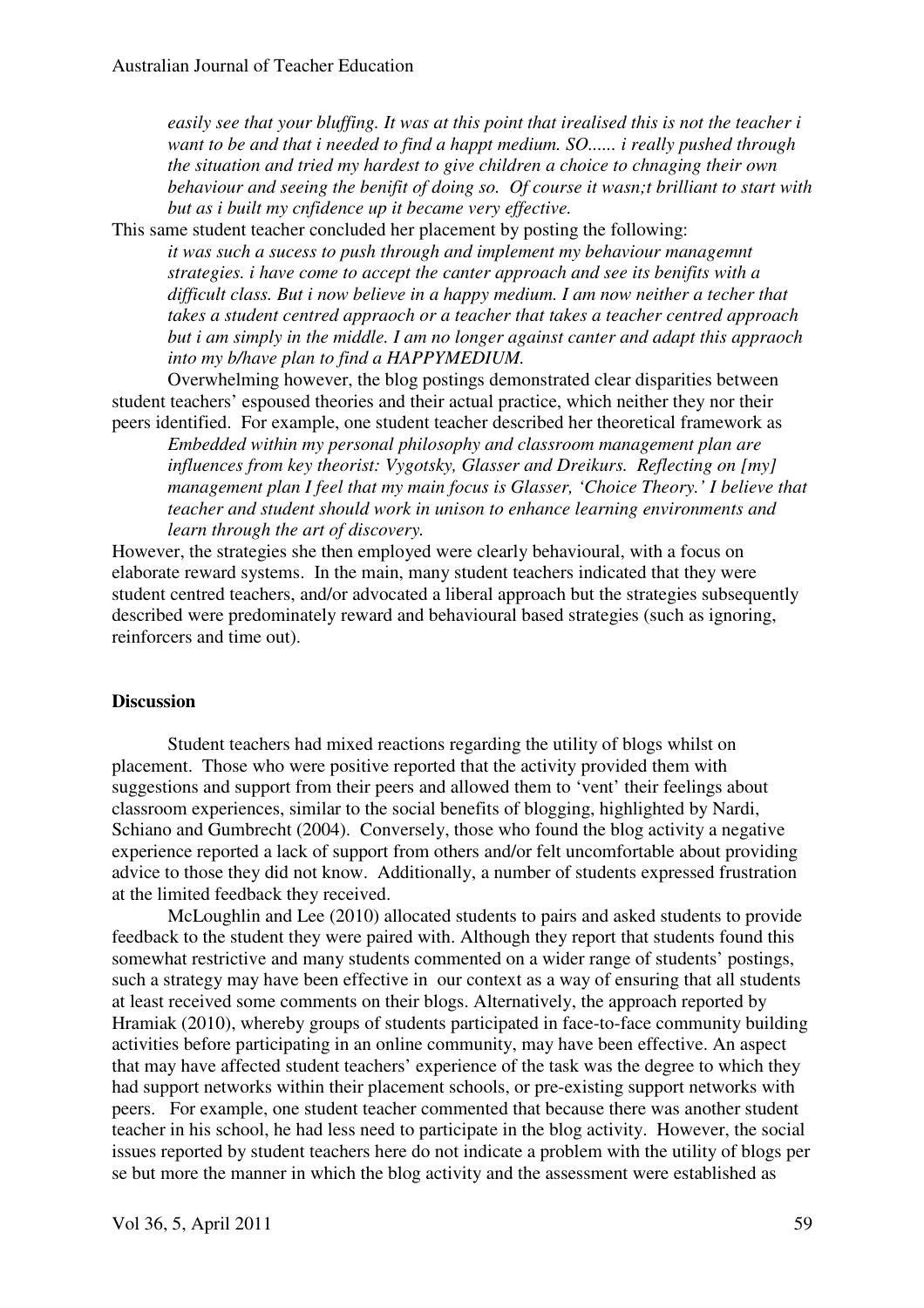*easily see that your bluffing. It was at this point that irealised this is not the teacher i want to be and that i needed to find a happt medium. SO...... i really pushed through the situation and tried my hardest to give children a choice to chnaging their own behaviour and seeing the benifit of doing so. Of course it wasn;t brilliant to start with but as i built my cnfidence up it became very effective.*

This same student teacher concluded her placement by posting the following:

> *it was such a sucess to push through and implement my behaviour managemnt strategies. i have come to accept the canter approach and see its benifits with a difficult class. But i now believe in a happy medium. I am now neither a techer that takes a student centred appraoch or a teacher that takes a teacher centred approach but i am simply in the middle. I am no longer against canter and adapt this appraoch into my b/have plan to find a HAPPYMEDIUM.*

Overwhelming however, the blog postings demonstrated clear disparities between student teachers' espoused theories and their actual practice, which neither they nor their peers identified. For example, one student teacher described her theoretical framework as

> *Embedded within my personal philosophy and classroom management plan are influences from key theorist: Vygotsky, Glasser and Dreikurs. Reflecting on [my] management plan I feel that my main focus is Glasser, 'Choice Theory.' I believe that teacher and student should work in unison to enhance learning environments and learn through the art of discovery.*

However, the strategies she then employed were clearly behavioural, with a focus on elaborate reward systems. In the main, many student teachers indicated that they were student centred teachers, and/or advocated a liberal approach but the strategies subsequently described were predominately reward and behavioural based strategies (such as ignoring, reinforcers and time out).

## Discussion

Student teachers had mixed reactions regarding the utility of blogs whilst on placement. Those who were positive reported that the activity provided them with suggestions and support from their peers and allowed them to 'vent' their feelings about classroom experiences, similar to the social benefits of blogging, highlighted by Nardi, Schiano and Gumbrecht (2004). Conversely, those who found the blog activity a negative experience reported a lack of support from others and/or felt uncomfortable about providing advice to those they did not know. Additionally, a number of students expressed frustration at the limited feedback they received.

McLoughlin and Lee (2010) allocated students to pairs and asked students to provide feedback to the student they were paired with. Although they report that students found this somewhat restrictive and many students commented on a wider range of students' postings, such a strategy may have been effective in our context as a way of ensuring that all students at least received some comments on their blogs. Alternatively, the approach reported by Hramiak (2010), whereby groups of students participated in face-to-face community building activities before participating in an online community, may have been effective. An aspect that may have affected student teachers' experience of the task was the degree to which they had support networks within their placement schools, or pre-existing support networks with peers. For example, one student teacher commented that because there was another student teacher in his school, he had less need to participate in the blog activity. However, the social issues reported by student teachers here do not indicate a problem with the utility of blogs per se but more the manner in which the blog activity and the assessment were established as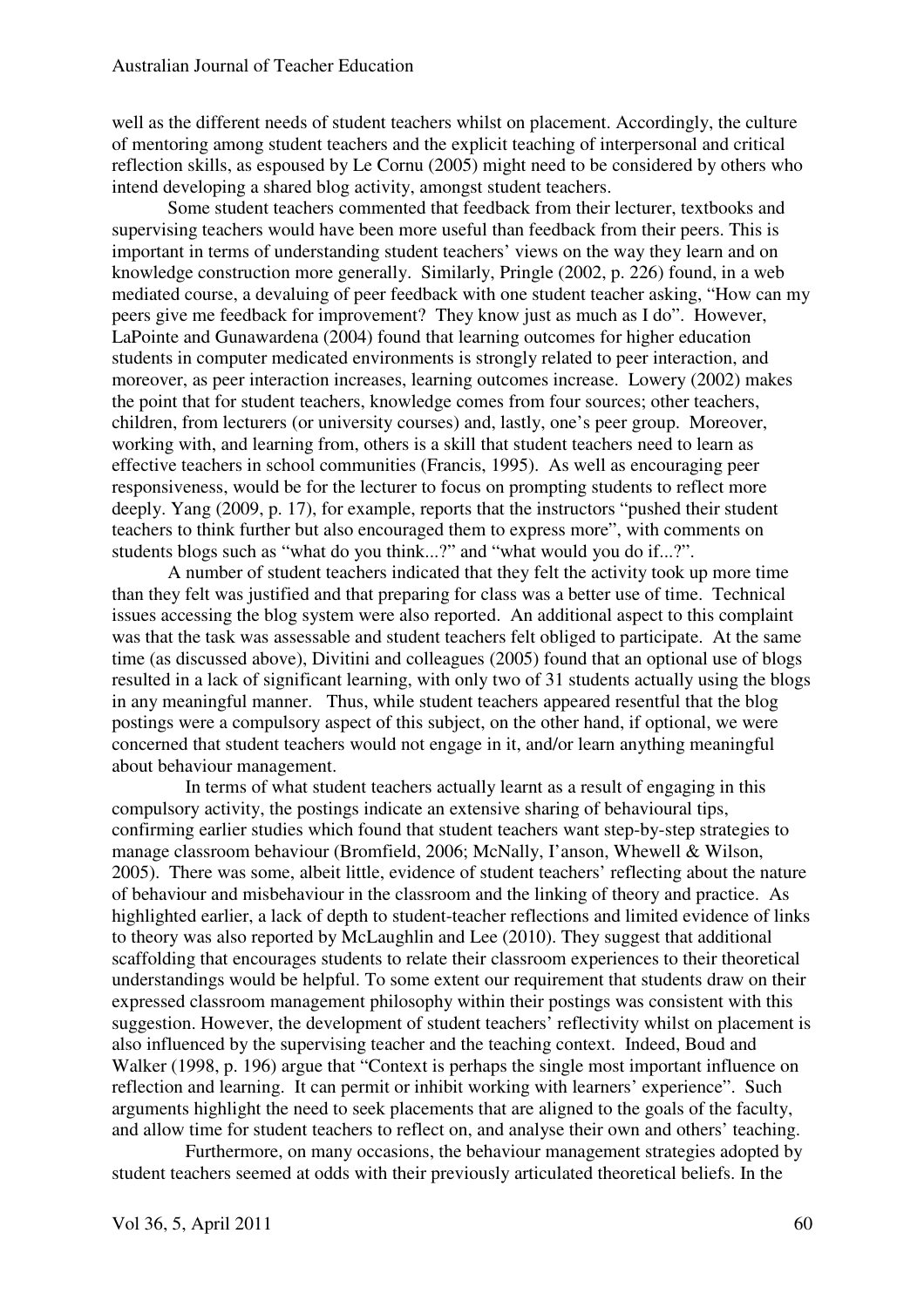well as the different needs of student teachers whilst on placement. Accordingly, the culture of mentoring among student teachers and the explicit teaching of interpersonal and critical reflection skills, as espoused by Le Cornu (2005) might need to be considered by others who intend developing a shared blog activity, amongst student teachers.

Some student teachers commented that feedback from their lecturer, textbooks and supervising teachers would have been more useful than feedback from their peers. This is important in terms of understanding student teachers' views on the way they learn and on knowledge construction more generally. Similarly, Pringle (2002, p. 226) found, in a web mediated course, a devaluing of peer feedback with one student teacher asking, "How can my peers give me feedback for improvement? They know just as much as I do". However, LaPointe and Gunawardena (2004) found that learning outcomes for higher education students in computer medicated environments is strongly related to peer interaction, and moreover, as peer interaction increases, learning outcomes increase. Lowery (2002) makes the point that for student teachers, knowledge comes from four sources; other teachers, children, from lecturers (or university courses) and, lastly, one's peer group. Moreover, working with, and learning from, others is a skill that student teachers need to learn as effective teachers in school communities (Francis, 1995). As well as encouraging peer responsiveness, would be for the lecturer to focus on prompting students to reflect more deeply. Yang (2009, p. 17), for example, reports that the instructors "pushed their student teachers to think further but also encouraged them to express more", with comments on students blogs such as "what do you think...?" and "what would you do if...?".

A number of student teachers indicated that they felt the activity took up more time than they felt was justified and that preparing for class was a better use of time. Technical issues accessing the blog system were also reported. An additional aspect to this complaint was that the task was assessable and student teachers felt obliged to participate. At the same time (as discussed above), Divitini and colleagues (2005) found that an optional use of blogs resulted in a lack of significant learning, with only two of 31 students actually using the blogs in any meaningful manner. Thus, while student teachers appeared resentful that the blog postings were a compulsory aspect of this subject, on the other hand, if optional, we were concerned that student teachers would not engage in it, and/or learn anything meaningful about behaviour management.

In terms of what student teachers actually learnt as a result of engaging in this compulsory activity, the postings indicate an extensive sharing of behavioural tips, confirming earlier studies which found that student teachers want step-by-step strategies to manage classroom behaviour (Bromfield, 2006; McNally, I'anson, Whewell & Wilson, 2005). There was some, albeit little, evidence of student teachers' reflecting about the nature of behaviour and misbehaviour in the classroom and the linking of theory and practice. As highlighted earlier, a lack of depth to student-teacher reflections and limited evidence of links to theory was also reported by McLaughlin and Lee (2010). They suggest that additional scaffolding that encourages students to relate their classroom experiences to their theoretical understandings would be helpful. To some extent our requirement that students draw on their expressed classroom management philosophy within their postings was consistent with this suggestion. However, the development of student teachers' reflectivity whilst on placement is also influenced by the supervising teacher and the teaching context. Indeed, Boud and Walker (1998, p. 196) argue that "Context is perhaps the single most important influence on reflection and learning. It can permit or inhibit working with learners' experience". Such arguments highlight the need to seek placements that are aligned to the goals of the faculty, and allow time for student teachers to reflect on, and analyse their own and others' teaching.

Furthermore, on many occasions, the behaviour management strategies adopted by student teachers seemed at odds with their previously articulated theoretical beliefs. In the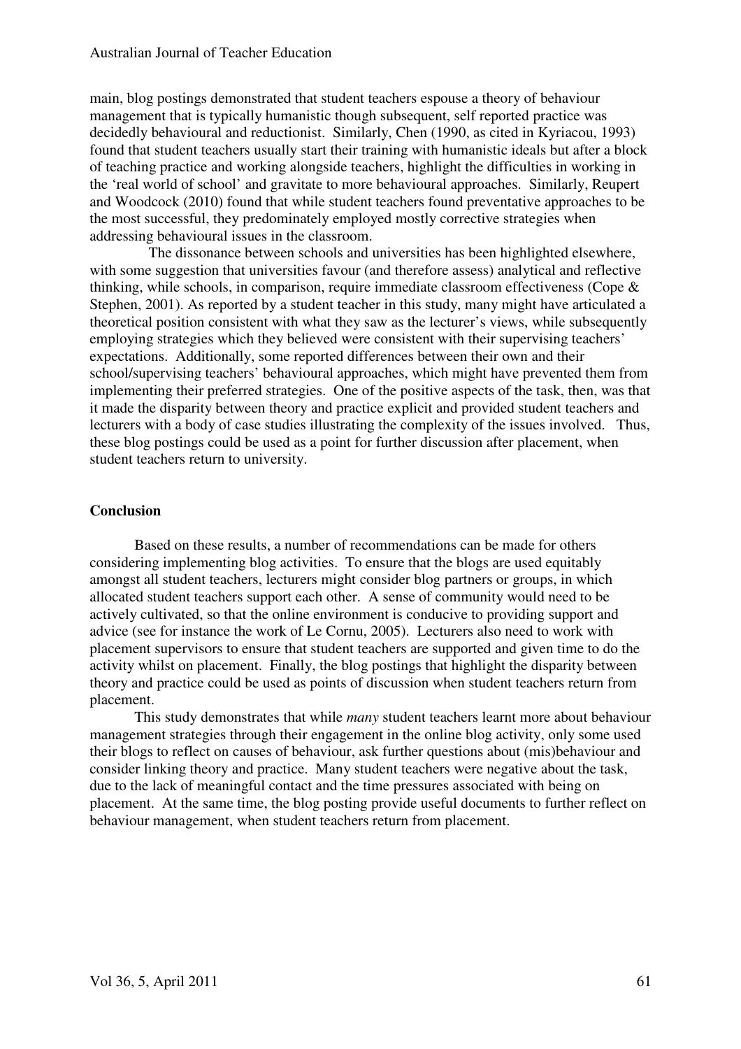main, blog postings demonstrated that student teachers espouse a theory of behaviour management that is typically humanistic though subsequent, self reported practice was decidedly behavioural and reductionist. Similarly, Chen (1990, as cited in Kyriacou, 1993) found that student teachers usually start their training with humanistic ideals but after a block of teaching practice and working alongside teachers, highlight the difficulties in working in the 'real world of school' and gravitate to more behavioural approaches. Similarly, Reupert and Woodcock (2010) found that while student teachers found preventative approaches to be the most successful, they predominately employed mostly corrective strategies when addressing behavioural issues in the classroom.

The dissonance between schools and universities has been highlighted elsewhere, with some suggestion that universities favour (and therefore assess) analytical and reflective thinking, while schools, in comparison, require immediate classroom effectiveness (Cope & Stephen, 2001). As reported by a student teacher in this study, many might have articulated a theoretical position consistent with what they saw as the lecturer's views, while subsequently employing strategies which they believed were consistent with their supervising teachers' expectations. Additionally, some reported differences between their own and their school/supervising teachers' behavioural approaches, which might have prevented them from implementing their preferred strategies. One of the positive aspects of the task, then, was that it made the disparity between theory and practice explicit and provided student teachers and lecturers with a body of case studies illustrating the complexity of the issues involved. Thus, these blog postings could be used as a point for further discussion after placement, when student teachers return to university.

## Conclusion

Based on these results, a number of recommendations can be made for others considering implementing blog activities. To ensure that the blogs are used equitably amongst all student teachers, lecturers might consider blog partners or groups, in which allocated student teachers support each other. A sense of community would need to be actively cultivated, so that the online environment is conducive to providing support and advice (see for instance the work of Le Cornu, 2005). Lecturers also need to work with placement supervisors to ensure that student teachers are supported and given time to do the activity whilst on placement. Finally, the blog postings that highlight the disparity between theory and practice could be used as points of discussion when student teachers return from placement.

This study demonstrates that while *many* student teachers learnt more about behaviour management strategies through their engagement in the online blog activity, only some used their blogs to reflect on causes of behaviour, ask further questions about (mis)behaviour and consider linking theory and practice. Many student teachers were negative about the task, due to the lack of meaningful contact and the time pressures associated with being on placement. At the same time, the blog posting provide useful documents to further reflect on behaviour management, when student teachers return from placement.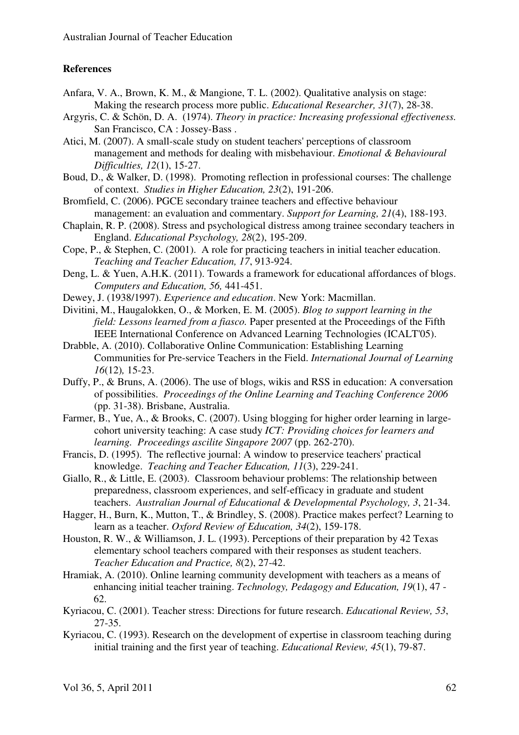**References**

Anfara, V. A., Brown, K. M., & Mangione, T. L. (2002). Qualitative analysis on stage: Making the research process more public. *Educational Researcher, 31*(7), 28-38.

Argyris, C. & Schön, D. A. (1974). *Theory in practice: Increasing professional effectiveness.* San Francisco, CA : Jossey-Bass .

Atici, M. (2007). A small-scale study on student teachers' perceptions of classroom management and methods for dealing with misbehaviour. *Emotional & Behavioural Difficulties, 12*(1), 15-27.

Boud, D., & Walker, D. (1998). Promoting reflection in professional courses: The challenge of context. *Studies in Higher Education, 23*(2), 191-206.

Bromfield, C. (2006). PGCE secondary trainee teachers and effective behaviour management: an evaluation and commentary. *Support for Learning, 21*(4), 188-193.

Chaplain, R. P. (2008). Stress and psychological distress among trainee secondary teachers in England. *Educational Psychology, 28*(2), 195-209.

Cope, P., & Stephen, C. (2001). A role for practicing teachers in initial teacher education. *Teaching and Teacher Education, 17*, 913-924.

Deng, L. & Yuen, A.H.K. (2011). Towards a framework for educational affordances of blogs. *Computers and Education, 56,* 441-451.

Dewey, J. (1938/1997). *Experience and education*. New York: Macmillan.

Divitini, M., Haugalokken, O., & Morken, E. M. (2005). *Blog to support learning in the field: Lessons learned from a fiasco.* Paper presented at the Proceedings of the Fifth IEEE International Conference on Advanced Learning Technologies (ICALT'05).

Drabble, A. (2010). Collaborative Online Communication: Establishing Learning Communities for Pre-service Teachers in the Field. *International Journal of Learning 16*(12)*,* 15-23.

Duffy, P., & Bruns, A. (2006). The use of blogs, wikis and RSS in education: A conversation of possibilities. *Proceedings of the Online Learning and Teaching Conference 2006* (pp. 31-38). Brisbane, Australia.

Farmer, B., Yue, A., & Brooks, C. (2007). Using blogging for higher order learning in large-cohort university teaching: A case study *ICT: Providing choices for learners and learning. Proceedings ascilite Singapore 2007* (pp. 262-270).

Francis, D. (1995). The reflective journal: A window to preservice teachers' practical knowledge. *Teaching and Teacher Education, 11*(3), 229-241.

Giallo, R., & Little, E. (2003). Classroom behaviour problems: The relationship between preparedness, classroom experiences, and self-efficacy in graduate and student teachers. *Australian Journal of Educational & Developmental Psychology, 3*, 21-34.

Hagger, H., Burn, K., Mutton, T., & Brindley, S. (2008). Practice makes perfect? Learning to learn as a teacher. *Oxford Review of Education, 34*(2), 159-178.

Houston, R. W., & Williamson, J. L. (1993). Perceptions of their preparation by 42 Texas elementary school teachers compared with their responses as student teachers. *Teacher Education and Practice, 8*(2), 27-42.

Hramiak, A. (2010). Online learning community development with teachers as a means of enhancing initial teacher training. *Technology, Pedagogy and Education, 19*(1), 47 - 62.

Kyriacou, C. (2001). Teacher stress: Directions for future research. *Educational Review, 53*, 27-35.

Kyriacou, C. (1993). Research on the development of expertise in classroom teaching during initial training and the first year of teaching. *Educational Review, 45*(1), 79-87.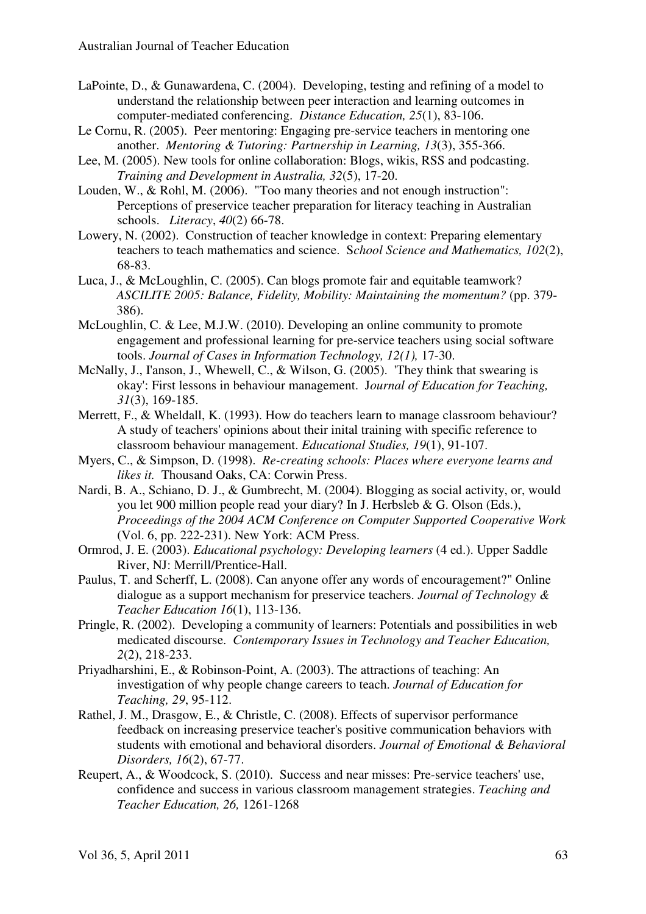LaPointe, D., & Gunawardena, C. (2004). Developing, testing and refining of a model to understand the relationship between peer interaction and learning outcomes in computer-mediated conferencing. *Distance Education, 25*(1), 83-106.

Le Cornu, R. (2005). Peer mentoring: Engaging pre-service teachers in mentoring one another. *Mentoring & Tutoring: Partnership in Learning, 13*(3), 355-366.

Lee, M. (2005). New tools for online collaboration: Blogs, wikis, RSS and podcasting. *Training and Development in Australia, 32*(5), 17-20.

Louden, W., & Rohl, M. (2006). "Too many theories and not enough instruction": Perceptions of preservice teacher preparation for literacy teaching in Australian schools. *Literacy*, *40*(2) 66-78.

Lowery, N. (2002). Construction of teacher knowledge in context: Preparing elementary teachers to teach mathematics and science. S*chool Science and Mathematics, 102*(2), 68-83.

Luca, J., & McLoughlin, C. (2005). Can blogs promote fair and equitable teamwork? *ASCILITE 2005: Balance, Fidelity, Mobility: Maintaining the momentum?* (pp. 379-386).

McLoughlin, C. & Lee, M.J.W. (2010). Developing an online community to promote engagement and professional learning for pre-service teachers using social software tools. *Journal of Cases in Information Technology, 12(1),* 17-30.

McNally, J., I'anson, J., Whewell, C., & Wilson, G. (2005). 'They think that swearing is okay': First lessons in behaviour management. J*ournal of Education for Teaching, 31*(3), 169-185.

Merrett, F., & Wheldall, K. (1993). How do teachers learn to manage classroom behaviour? A study of teachers' opinions about their inital training with specific reference to classroom behaviour management. *Educational Studies, 19*(1), 91-107.

Myers, C., & Simpson, D. (1998). *Re-creating schools: Places where everyone learns and likes it.* Thousand Oaks, CA: Corwin Press.

Nardi, B. A., Schiano, D. J., & Gumbrecht, M. (2004). Blogging as social activity, or, would you let 900 million people read your diary? In J. Herbsleb & G. Olson (Eds.), *Proceedings of the 2004 ACM Conference on Computer Supported Cooperative Work* (Vol. 6, pp. 222-231). New York: ACM Press.

Ormrod, J. E. (2003). *Educational psychology: Developing learners* (4 ed.). Upper Saddle River, NJ: Merrill/Prentice-Hall.

Paulus, T. and Scherff, L. (2008). Can anyone offer any words of encouragement?" Online dialogue as a support mechanism for preservice teachers. *Journal of Technology & Teacher Education 16*(1), 113-136.

Pringle, R. (2002). Developing a community of learners: Potentials and possibilities in web medicated discourse. *Contemporary Issues in Technology and Teacher Education, 2*(2), 218-233.

Priyadharshini, E., & Robinson-Point, A. (2003). The attractions of teaching: An investigation of why people change careers to teach. *Journal of Education for Teaching, 29*, 95-112.

Rathel, J. M., Drasgow, E., & Christle, C. (2008). Effects of supervisor performance feedback on increasing preservice teacher's positive communication behaviors with students with emotional and behavioral disorders. *Journal of Emotional & Behavioral Disorders, 16*(2), 67-77.

Reupert, A., & Woodcock, S. (2010). Success and near misses: Pre-service teachers' use, confidence and success in various classroom management strategies. *Teaching and Teacher Education, 26,* 1261-1268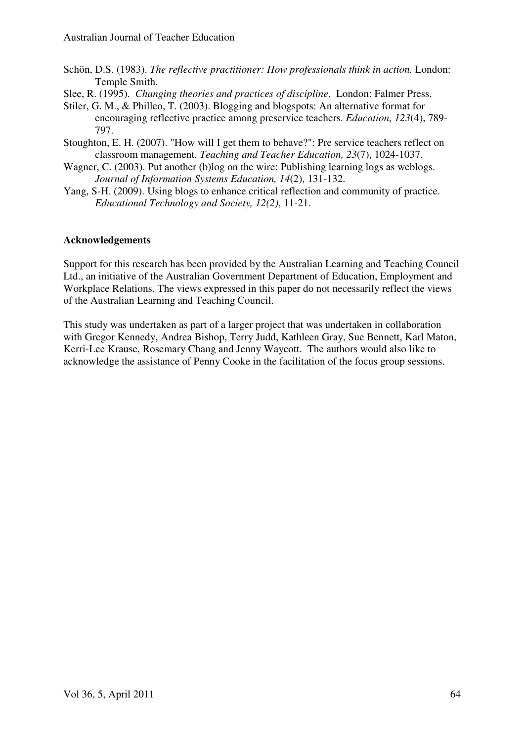Schön, D.S. (1983). *The reflective practitioner: How professionals think in action.* London: Temple Smith.

Slee, R. (1995). *Changing theories and practices of discipline*. London: Falmer Press.

Stiler, G. M., & Philleo, T. (2003). Blogging and blogspots: An alternative format for encouraging reflective practice among preservice teachers. *Education, 123*(4), 789-797.

Stoughton, E. H. (2007). "How will I get them to behave?": Pre service teachers reflect on classroom management. *Teaching and Teacher Education, 23*(7), 1024-1037.

Wagner, C. (2003). Put another (b)log on the wire: Publishing learning logs as weblogs. *Journal of Information Systems Education, 14*(2), 131-132.

Yang, S-H. (2009). Using blogs to enhance critical reflection and community of practice. *Educational Technology and Society, 12(2)*, 11-21.

**Acknowledgements**

Support for this research has been provided by the Australian Learning and Teaching Council Ltd., an initiative of the Australian Government Department of Education, Employment and Workplace Relations. The views expressed in this paper do not necessarily reflect the views of the Australian Learning and Teaching Council.

This study was undertaken as part of a larger project that was undertaken in collaboration with Gregor Kennedy, Andrea Bishop, Terry Judd, Kathleen Gray, Sue Bennett, Karl Maton, Kerri-Lee Krause, Rosemary Chang and Jenny Waycott. The authors would also like to acknowledge the assistance of Penny Cooke in the facilitation of the focus group sessions.